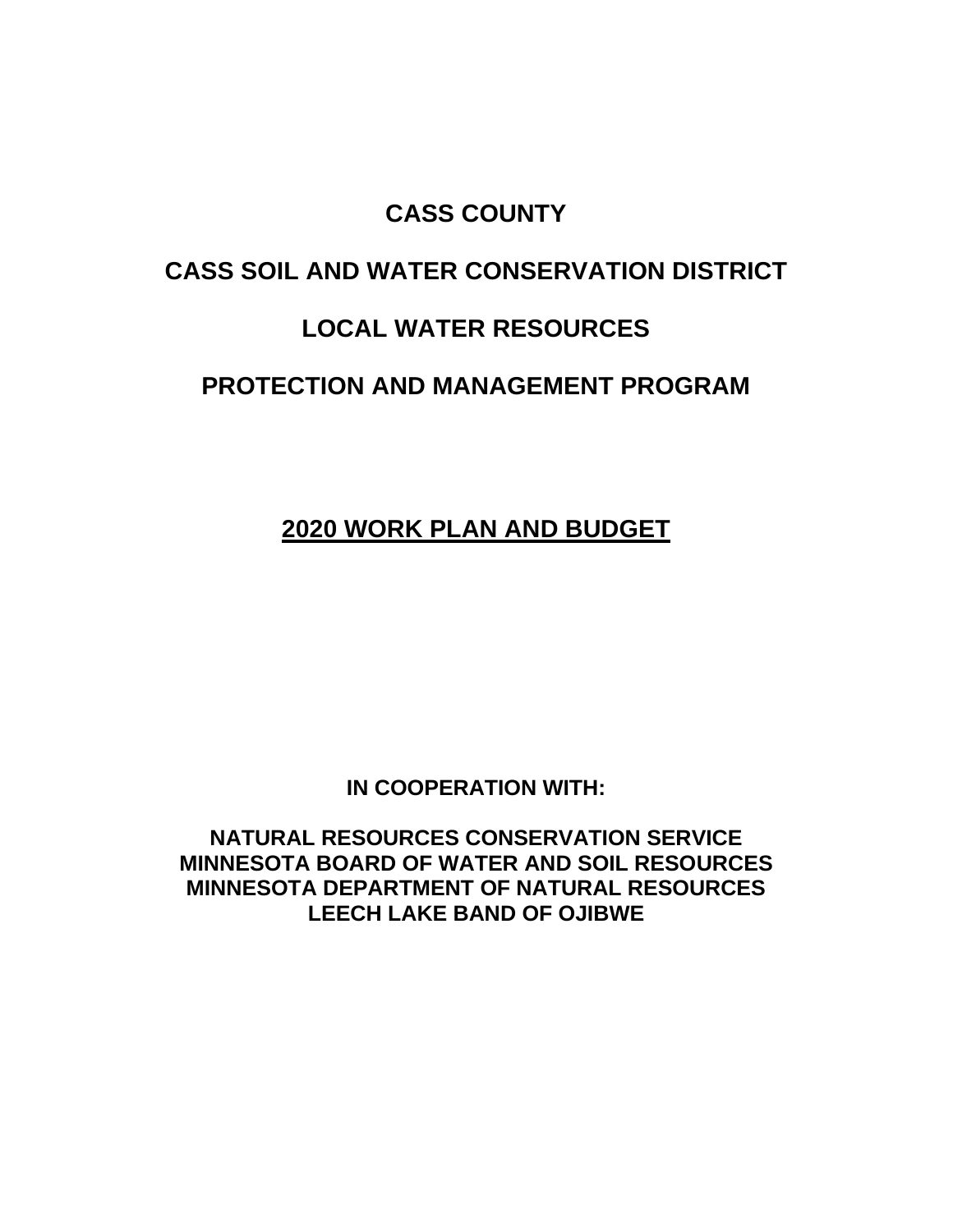# CASS COUNTY

# CASS SOIL AND WATER CONSERVATION DISTRICT

# LOCAL WATER RESOURCES

# PROTECTION AND MANAGEMENT PROGRAM

## 2020 WORK PLAN AND BUDGET

**IN COOPERATION WITH:**

**NATURAL RESOURCES CONSERVATION SERVICE**
**MINNESOTA BOARD OF WATER AND SOIL RESOURCES**
**MINNESOTA DEPARTMENT OF NATURAL RESOURCES**
**LEECH LAKE BAND OF OJIBWE**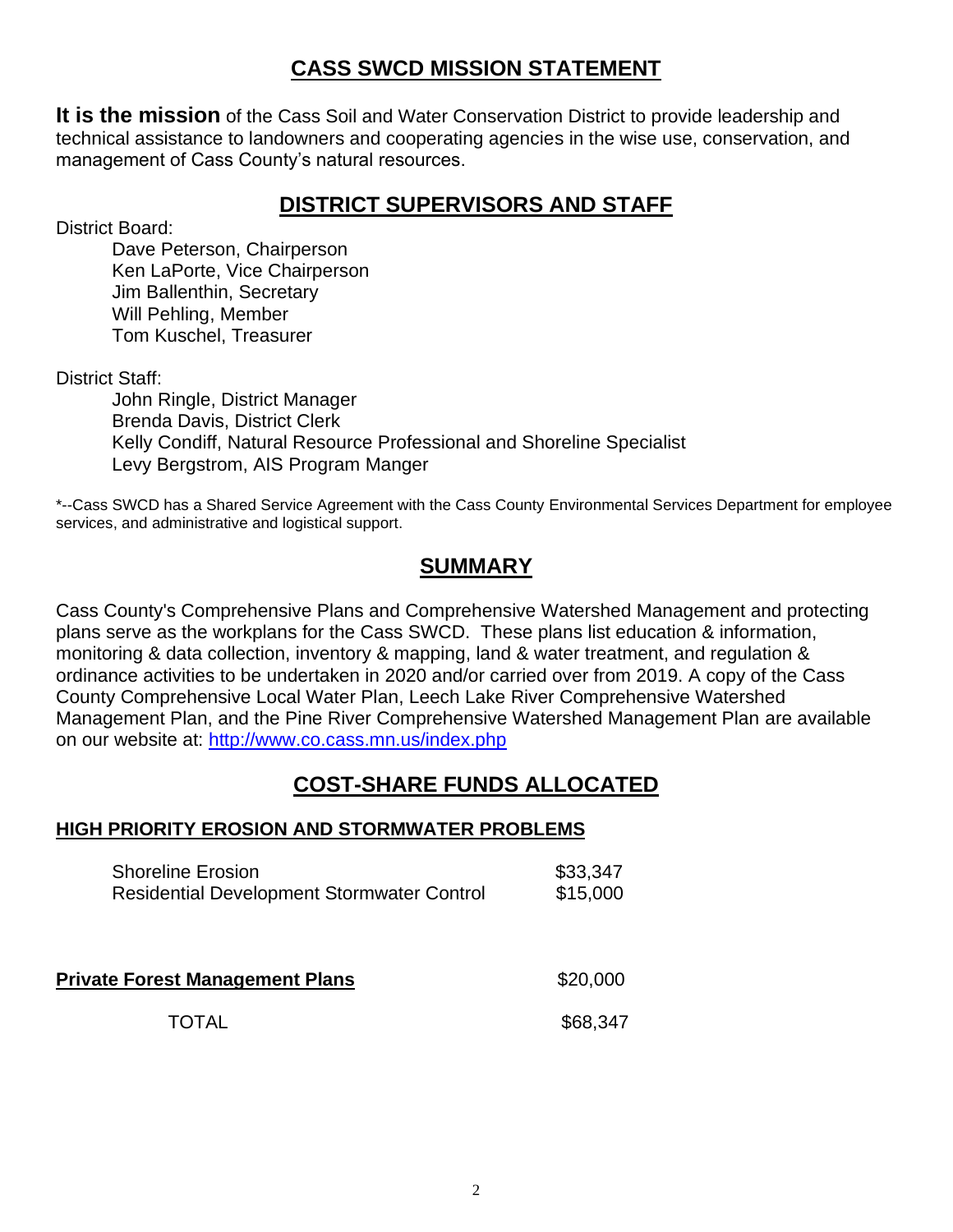## CASS SWCD MISSION STATEMENT

**It is the mission** of the Cass Soil and Water Conservation District to provide leadership and technical assistance to landowners and cooperating agencies in the wise use, conservation, and management of Cass County's natural resources.

## DISTRICT SUPERVISORS AND STAFF

District Board:

- Dave Peterson, Chairperson
- Ken LaPorte, Vice Chairperson
- Jim Ballenthin, Secretary
- Will Pehling, Member
- Tom Kuschel, Treasurer

District Staff:

- John Ringle, District Manager
- Brenda Davis, District Clerk
- Kelly Condiff, Natural Resource Professional and Shoreline Specialist
- Levy Bergstrom, AIS Program Manger

*--Cass SWCD has a Shared Service Agreement with the Cass County Environmental Services Department for employee services, and administrative and logistical support.

## SUMMARY

Cass County's Comprehensive Plans and Comprehensive Watershed Management and protecting plans serve as the workplans for the Cass SWCD. These plans list education & information, monitoring & data collection, inventory & mapping, land & water treatment, and regulation & ordinance activities to be undertaken in 2020 and/or carried over from 2019. A copy of the Cass County Comprehensive Local Water Plan, Leech Lake River Comprehensive Watershed Management Plan, and the Pine River Comprehensive Watershed Management Plan are available on our website at: http://www.co.cass.mn.us/index.php

## COST-SHARE FUNDS ALLOCATED

### HIGH PRIORITY EROSION AND STORMWATER PROBLEMS

| | |
|---|---|
| Shoreline Erosion | $33,347 |
| Residential Development Stormwater Control | $15,000 |
| **Private Forest Management Plans** | $20,000 |
| TOTAL | $68,347 |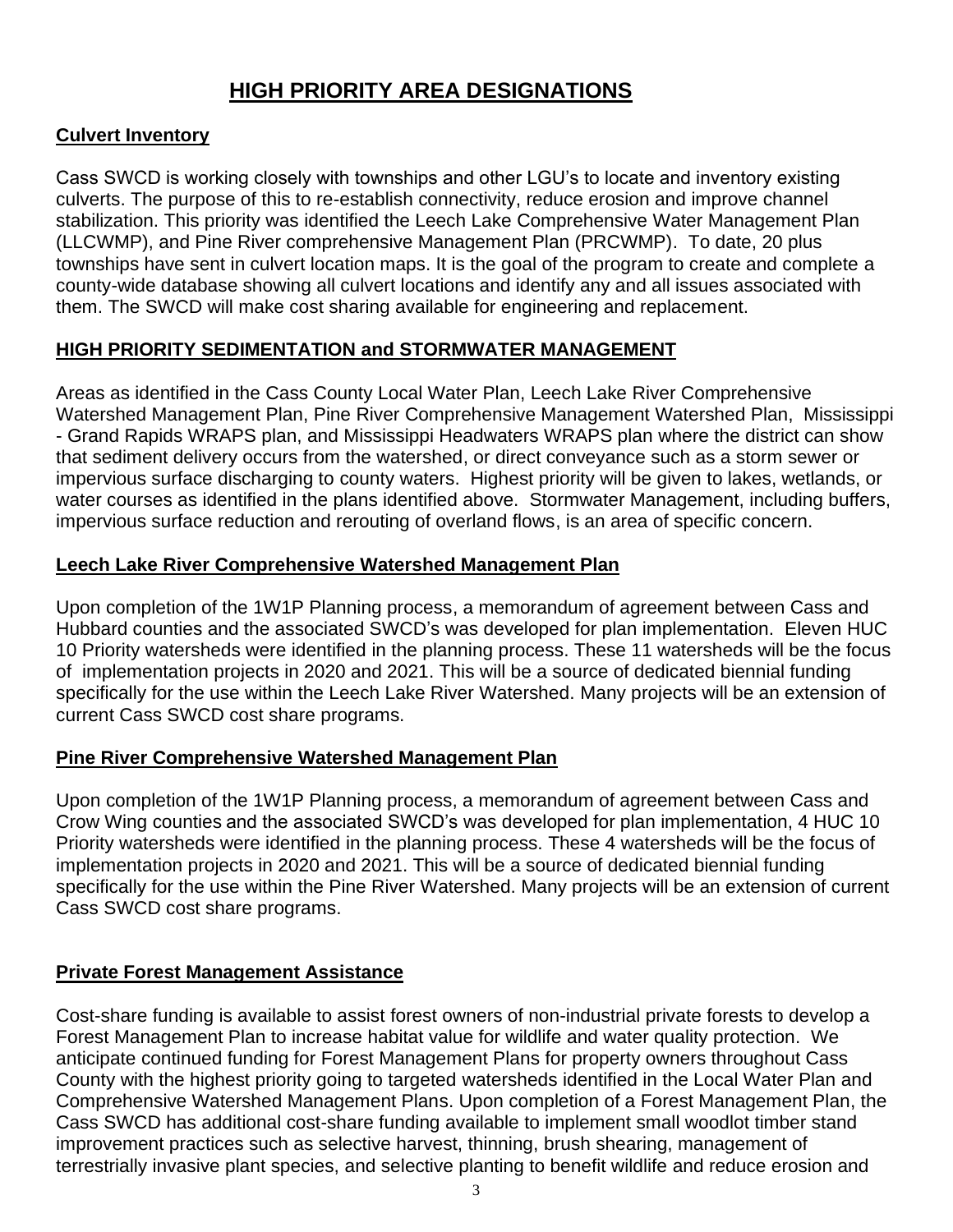# HIGH PRIORITY AREA DESIGNATIONS

## Culvert Inventory

Cass SWCD is working closely with townships and other LGU's to locate and inventory existing culverts. The purpose of this to re-establish connectivity, reduce erosion and improve channel stabilization. This priority was identified the Leech Lake Comprehensive Water Management Plan (LLCWMP), and Pine River comprehensive Management Plan (PRCWMP). To date, 20 plus townships have sent in culvert location maps. It is the goal of the program to create and complete a county-wide database showing all culvert locations and identify any and all issues associated with them. The SWCD will make cost sharing available for engineering and replacement.

## HIGH PRIORITY SEDIMENTATION and STORMWATER MANAGEMENT

Areas as identified in the Cass County Local Water Plan, Leech Lake River Comprehensive Watershed Management Plan, Pine River Comprehensive Management Watershed Plan, Mississippi - Grand Rapids WRAPS plan, and Mississippi Headwaters WRAPS plan where the district can show that sediment delivery occurs from the watershed, or direct conveyance such as a storm sewer or impervious surface discharging to county waters. Highest priority will be given to lakes, wetlands, or water courses as identified in the plans identified above. Stormwater Management, including buffers, impervious surface reduction and rerouting of overland flows, is an area of specific concern.

## Leech Lake River Comprehensive Watershed Management Plan

Upon completion of the 1W1P Planning process, a memorandum of agreement between Cass and Hubbard counties and the associated SWCD's was developed for plan implementation. Eleven HUC 10 Priority watersheds were identified in the planning process. These 11 watersheds will be the focus of implementation projects in 2020 and 2021. This will be a source of dedicated biennial funding specifically for the use within the Leech Lake River Watershed. Many projects will be an extension of current Cass SWCD cost share programs.

## Pine River Comprehensive Watershed Management Plan

Upon completion of the 1W1P Planning process, a memorandum of agreement between Cass and Crow Wing counties and the associated SWCD's was developed for plan implementation, 4 HUC 10 Priority watersheds were identified in the planning process. These 4 watersheds will be the focus of implementation projects in 2020 and 2021. This will be a source of dedicated biennial funding specifically for the use within the Pine River Watershed. Many projects will be an extension of current Cass SWCD cost share programs.

## Private Forest Management Assistance

Cost-share funding is available to assist forest owners of non-industrial private forests to develop a Forest Management Plan to increase habitat value for wildlife and water quality protection. We anticipate continued funding for Forest Management Plans for property owners throughout Cass County with the highest priority going to targeted watersheds identified in the Local Water Plan and Comprehensive Watershed Management Plans. Upon completion of a Forest Management Plan, the Cass SWCD has additional cost-share funding available to implement small woodlot timber stand improvement practices such as selective harvest, thinning, brush shearing, management of terrestrially invasive plant species, and selective planting to benefit wildlife and reduce erosion and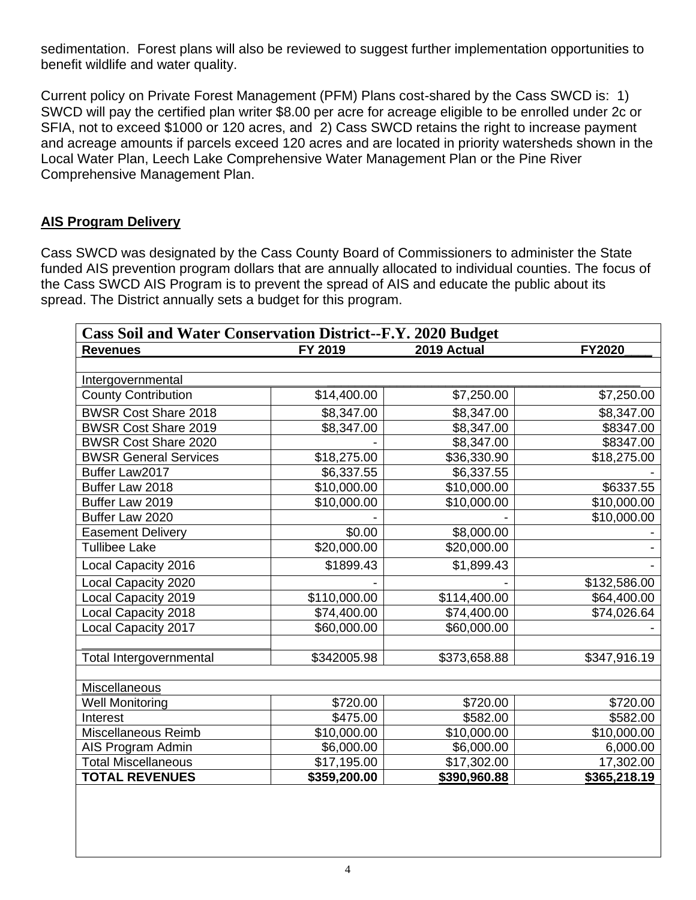sedimentation. Forest plans will also be reviewed to suggest further implementation opportunities to benefit wildlife and water quality.

Current policy on Private Forest Management (PFM) Plans cost-shared by the Cass SWCD is: 1) SWCD will pay the certified plan writer $8.00 per acre for acreage eligible to be enrolled under 2c or SFIA, not to exceed $1000 or 120 acres, and 2) Cass SWCD retains the right to increase payment and acreage amounts if parcels exceed 120 acres and are located in priority watersheds shown in the Local Water Plan, Leech Lake Comprehensive Water Management Plan or the Pine River Comprehensive Management Plan.

## AIS Program Delivery

Cass SWCD was designated by the Cass County Board of Commissioners to administer the State funded AIS prevention program dollars that are annually allocated to individual counties. The focus of the Cass SWCD AIS Program is to prevent the spread of AIS and educate the public about its spread. The District annually sets a budget for this program.

| Cass Soil and Water Conservation District--F.Y. 2020 Budget | | | |
|---|---|---|---|
| **Revenues** | **FY 2019** | **2019 Actual** | **FY2020____** |
| | | | |
| Intergovernmental | | | |
| County Contribution | $14,400.00 | $7,250.00 | $7,250.00 |
| BWSR Cost Share 2018 | $8,347.00 | $8,347.00 | $8,347.00 |
| BWSR Cost Share 2019 | $8,347.00 | $8,347.00 | $8347.00 |
| BWSR Cost Share 2020 | - | $8,347.00 | $8347.00 |
| BWSR General Services | $18,275.00 | $36,330.90 | $18,275.00 |
| Buffer Law2017 | $6,337.55 | $6,337.55 | - |
| Buffer Law 2018 | $10,000.00 | $10,000.00 | $6337.55 |
| Buffer Law 2019 | $10,000.00 | $10,000.00 | $10,000.00 |
| Buffer Law 2020 | - | - | $10,000.00 |
| Easement Delivery | $0.00 | $8,000.00 | - |
| Tullibee Lake | $20,000.00 | $20,000.00 | - |
| Local Capacity 2016 | $1899.43 | $1,899.43 | - |
| Local Capacity 2020 | - | - | $132,586.00 |
| Local Capacity 2019 | $110,000.00 | $114,400.00 | $64,400.00 |
| Local Capacity 2018 | $74,400.00 | $74,400.00 | $74,026.64 |
| Local Capacity 2017 | $60,000.00 | $60,000.00 | - |
| | | | |
| Total Intergovernmental | $342005.98 | $373,658.88 | $347,916.19 |
| | | | |
| Miscellaneous | | | |
| Well Monitoring | $720.00 | $720.00 | $720.00 |
| Interest | $475.00 | $582.00 | $582.00 |
| Miscellaneous Reimb | $10,000.00 | $10,000.00 | $10,000.00 |
| AIS Program Admin | $6,000.00 | $6,000.00 | 6,000.00 |
| Total Miscellaneous | $17,195.00 | $17,302.00 | 17,302.00 |
| **TOTAL REVENUES** | **$359,200.00** | **$390,960.88** | **$365,218.19** |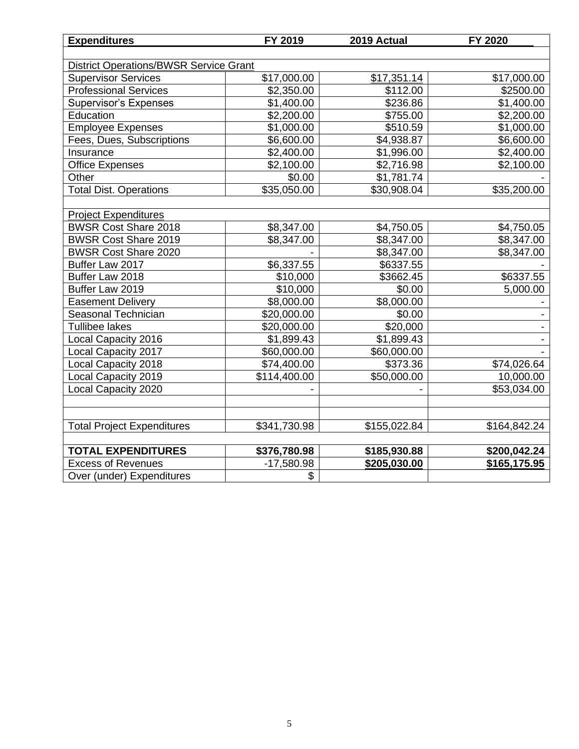| Expenditures | FY 2019 | 2019 Actual | FY 2020 |
|---|---|---|---|
| | | | |
| District Operations/BWSR Service Grant | | | |
| Supervisor Services | $17,000.00 | $17,351.14 | $17,000.00 |
| Professional Services | $2,350.00 | $112.00 | $2500.00 |
| Supervisor's Expenses | $1,400.00 | $236.86 | $1,400.00 |
| Education | $2,200.00 | $755.00 | $2,200.00 |
| Employee Expenses | $1,000.00 | $510.59 | $1,000.00 |
| Fees, Dues, Subscriptions | $6,600.00 | $4,938.87 | $6,600.00 |
| Insurance | $2,400.00 | $1,996.00 | $2,400.00 |
| Office Expenses | $2,100.00 | $2,716.98 | $2,100.00 |
| Other | $0.00 | $1,781.74 | - |
| Total Dist. Operations | $35,050.00 | $30,908.04 | $35,200.00 |
| | | | |
| Project Expenditures | | | |
| BWSR Cost Share 2018 | $8,347.00 | $4,750.05 | $4,750.05 |
| BWSR Cost Share 2019 | $8,347.00 | $8,347.00 | $8,347.00 |
| BWSR Cost Share 2020 | - | $8,347.00 | $8,347.00 |
| Buffer Law 2017 | $6,337.55 | $6337.55 | - |
| Buffer Law 2018 | $10,000 | $3662.45 | $6337.55 |
| Buffer Law 2019 | $10,000 | $0.00 | 5,000.00 |
| Easement Delivery | $8,000.00 | $8,000.00 | - |
| Seasonal Technician | $20,000.00 | $0.00 | - |
| Tullibee lakes | $20,000.00 | $20,000 | - |
| Local Capacity 2016 | $1,899.43 | $1,899.43 | - |
| Local Capacity 2017 | $60,000.00 | $60,000.00 | - |
| Local Capacity 2018 | $74,400.00 | $373.36 | $74,026.64 |
| Local Capacity 2019 | $114,400.00 | $50,000.00 | 10,000.00 |
| Local Capacity 2020 | - | - | $53,034.00 |
| | | | |
| | | | |
| Total Project Expenditures | $341,730.98 | $155,022.84 | $164,842.24 |
| | | | |
| **TOTAL EXPENDITURES** | **$376,780.98** | **$185,930.88** | **$200,042.24** |
| Excess of Revenues | -17,580.98 | **$205,030.00** | **$165,175.95** |
| Over (under) Expenditures | $ | | |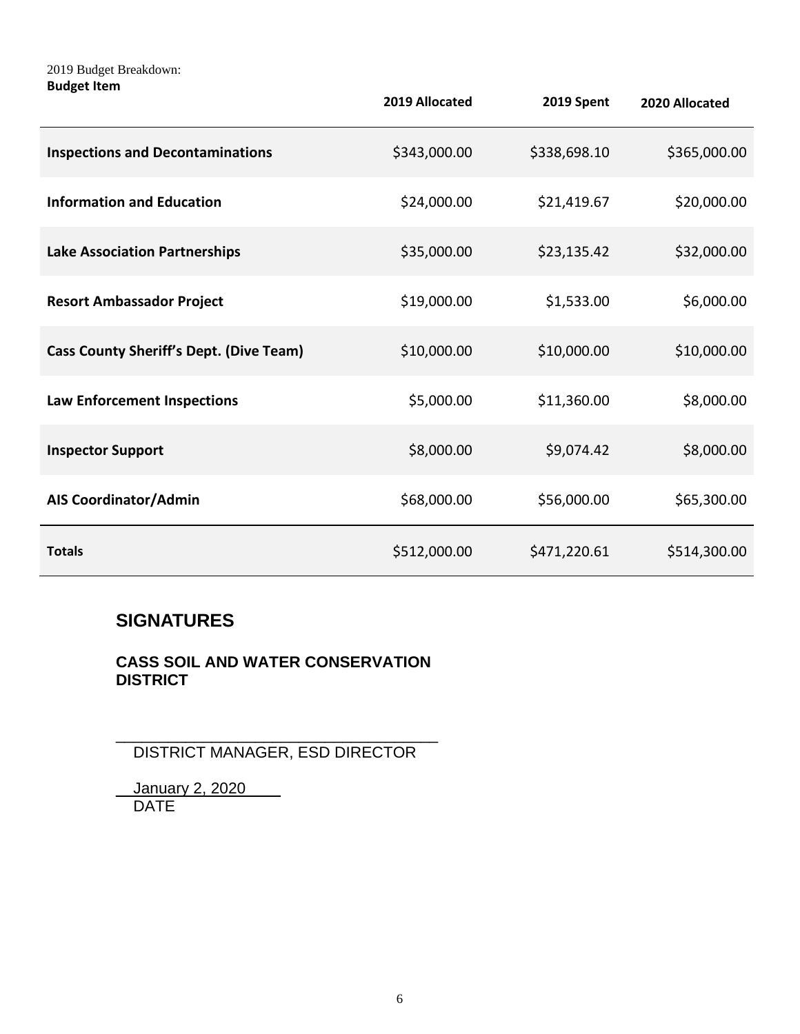2019 Budget Breakdown:

| Budget Item | 2019 Allocated | 2019 Spent | 2020 Allocated |
|---|---|---|---|
| **Inspections and Decontaminations** | $343,000.00 | $338,698.10 | $365,000.00 |
| **Information and Education** | $24,000.00 | $21,419.67 | $20,000.00 |
| **Lake Association Partnerships** | $35,000.00 | $23,135.42 | $32,000.00 |
| **Resort Ambassador Project** | $19,000.00 | $1,533.00 | $6,000.00 |
| **Cass County Sheriff's Dept. (Dive Team)** | $10,000.00 | $10,000.00 | $10,000.00 |
| **Law Enforcement Inspections** | $5,000.00 | $11,360.00 | $8,000.00 |
| **Inspector Support** | $8,000.00 | $9,074.42 | $8,000.00 |
| **AIS Coordinator/Admin** | $68,000.00 | $56,000.00 | $65,300.00 |
| **Totals** | $512,000.00 | $471,220.61 | $514,300.00 |

## SIGNATURES

### CASS SOIL AND WATER CONSERVATION DISTRICT

\_\_\_\_\_\_\_\_\_\_\_\_\_\_\_\_\_\_\_\_\_\_\_\_\_\_\_\_\_\_\_\_\_\_\_\_
DISTRICT MANAGER, ESD DIRECTOR

January 2, 2020
DATE